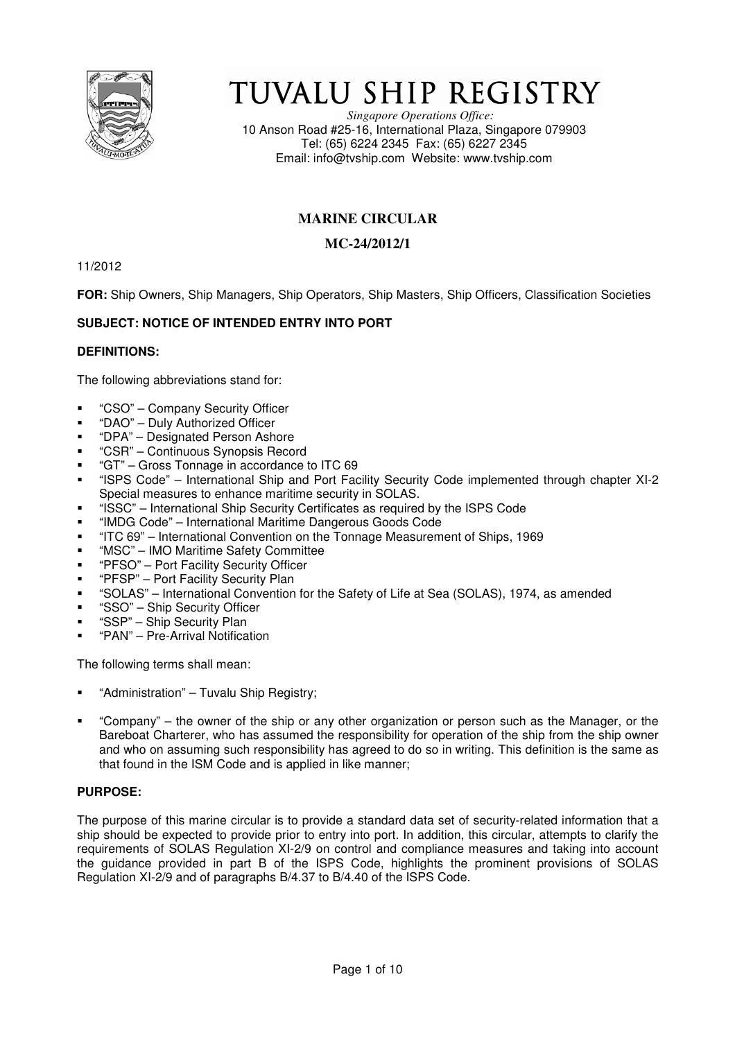# TUVALU SHIP REGISTRY

*Singapore Operations Office:*
10 Anson Road #25-16, International Plaza, Singapore 079903
Tel: (65) 6224 2345 Fax: (65) 6227 2345
Email: info@tvship.com Website: www.tvship.com

## MARINE CIRCULAR

## MC-24/2012/1

11/2012

**FOR:** Ship Owners, Ship Managers, Ship Operators, Ship Masters, Ship Officers, Classification Societies

**SUBJECT: NOTICE OF INTENDED ENTRY INTO PORT**

**DEFINITIONS:**

The following abbreviations stand for:

- "CSO" – Company Security Officer
- "DAO" – Duly Authorized Officer
- "DPA" – Designated Person Ashore
- "CSR" – Continuous Synopsis Record
- "GT" – Gross Tonnage in accordance to ITC 69
- "ISPS Code" – International Ship and Port Facility Security Code implemented through chapter XI-2 Special measures to enhance maritime security in SOLAS.
- "ISSC" – International Ship Security Certificates as required by the ISPS Code
- "IMDG Code" – International Maritime Dangerous Goods Code
- "ITC 69" – International Convention on the Tonnage Measurement of Ships, 1969
- "MSC" – IMO Maritime Safety Committee
- "PFSO" – Port Facility Security Officer
- "PFSP" – Port Facility Security Plan
- "SOLAS" – International Convention for the Safety of Life at Sea (SOLAS), 1974, as amended
- "SSO" – Ship Security Officer
- "SSP" – Ship Security Plan
- "PAN" – Pre-Arrival Notification

The following terms shall mean:

- "Administration" – Tuvalu Ship Registry;
- "Company" – the owner of the ship or any other organization or person such as the Manager, or the Bareboat Charterer, who has assumed the responsibility for operation of the ship from the ship owner and who on assuming such responsibility has agreed to do so in writing. This definition is the same as that found in the ISM Code and is applied in like manner;

**PURPOSE:**

The purpose of this marine circular is to provide a standard data set of security-related information that a ship should be expected to provide prior to entry into port. In addition, this circular, attempts to clarify the requirements of SOLAS Regulation XI-2/9 on control and compliance measures and taking into account the guidance provided in part B of the ISPS Code, highlights the prominent provisions of SOLAS Regulation XI-2/9 and of paragraphs B/4.37 to B/4.40 of the ISPS Code.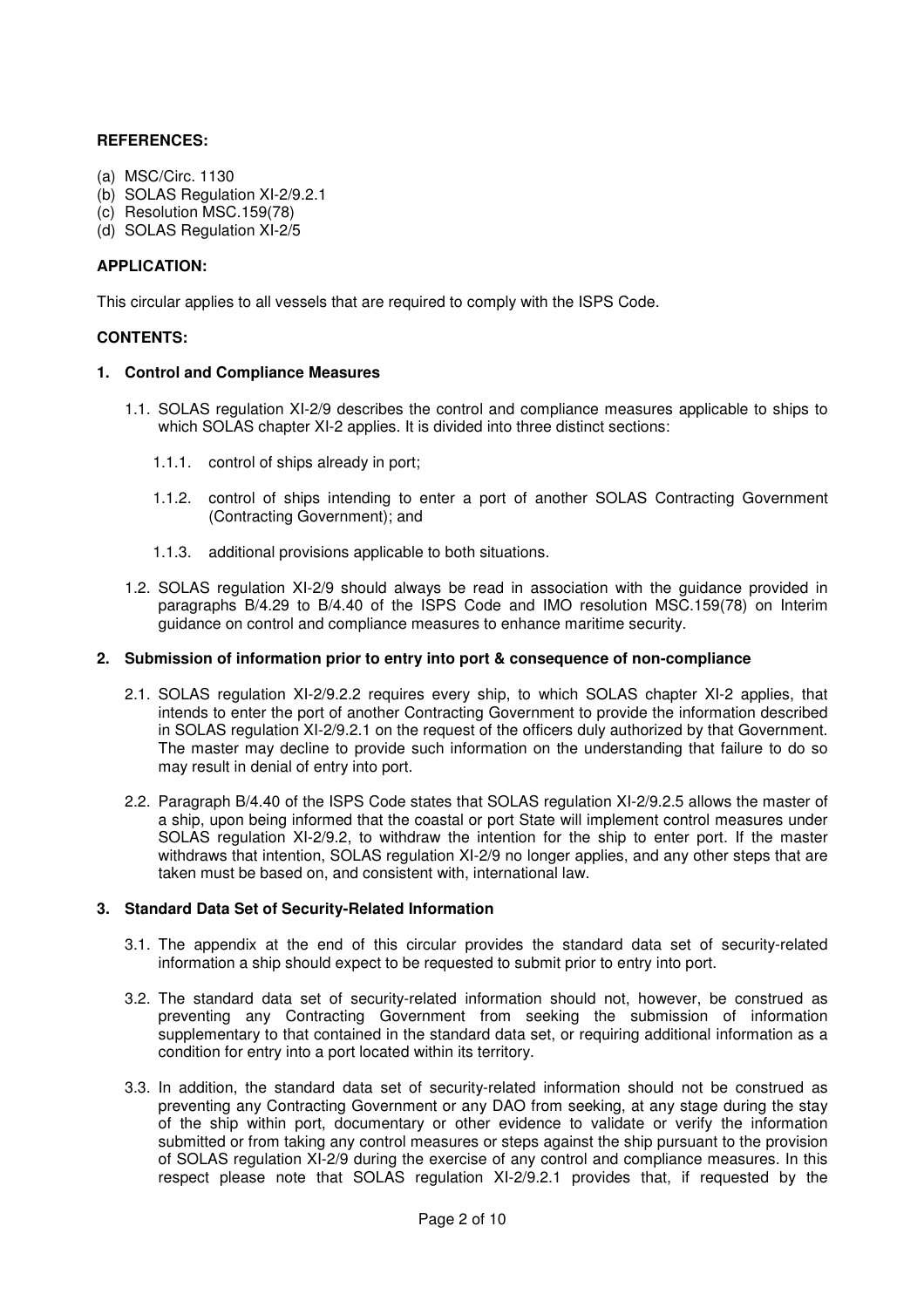**REFERENCES:**

(a) MSC/Circ. 1130
(b) SOLAS Regulation XI-2/9.2.1
(c) Resolution MSC.159(78)
(d) SOLAS Regulation XI-2/5

**APPLICATION:**

This circular applies to all vessels that are required to comply with the ISPS Code.

**CONTENTS:**

**1. Control and Compliance Measures**

1.1. SOLAS regulation XI-2/9 describes the control and compliance measures applicable to ships to which SOLAS chapter XI-2 applies. It is divided into three distinct sections:

1.1.1. control of ships already in port;

1.1.2. control of ships intending to enter a port of another SOLAS Contracting Government (Contracting Government); and

1.1.3. additional provisions applicable to both situations.

1.2. SOLAS regulation XI-2/9 should always be read in association with the guidance provided in paragraphs B/4.29 to B/4.40 of the ISPS Code and IMO resolution MSC.159(78) on Interim guidance on control and compliance measures to enhance maritime security.

**2. Submission of information prior to entry into port & consequence of non-compliance**

2.1. SOLAS regulation XI-2/9.2.2 requires every ship, to which SOLAS chapter XI-2 applies, that intends to enter the port of another Contracting Government to provide the information described in SOLAS regulation XI-2/9.2.1 on the request of the officers duly authorized by that Government. The master may decline to provide such information on the understanding that failure to do so may result in denial of entry into port.

2.2. Paragraph B/4.40 of the ISPS Code states that SOLAS regulation XI-2/9.2.5 allows the master of a ship, upon being informed that the coastal or port State will implement control measures under SOLAS regulation XI-2/9.2, to withdraw the intention for the ship to enter port. If the master withdraws that intention, SOLAS regulation XI-2/9 no longer applies, and any other steps that are taken must be based on, and consistent with, international law.

**3. Standard Data Set of Security-Related Information**

3.1. The appendix at the end of this circular provides the standard data set of security-related information a ship should expect to be requested to submit prior to entry into port.

3.2. The standard data set of security-related information should not, however, be construed as preventing any Contracting Government from seeking the submission of information supplementary to that contained in the standard data set, or requiring additional information as a condition for entry into a port located within its territory.

3.3. In addition, the standard data set of security-related information should not be construed as preventing any Contracting Government or any DAO from seeking, at any stage during the stay of the ship within port, documentary or other evidence to validate or verify the information submitted or from taking any control measures or steps against the ship pursuant to the provision of SOLAS regulation XI-2/9 during the exercise of any control and compliance measures. In this respect please note that SOLAS regulation XI-2/9.2.1 provides that, if requested by the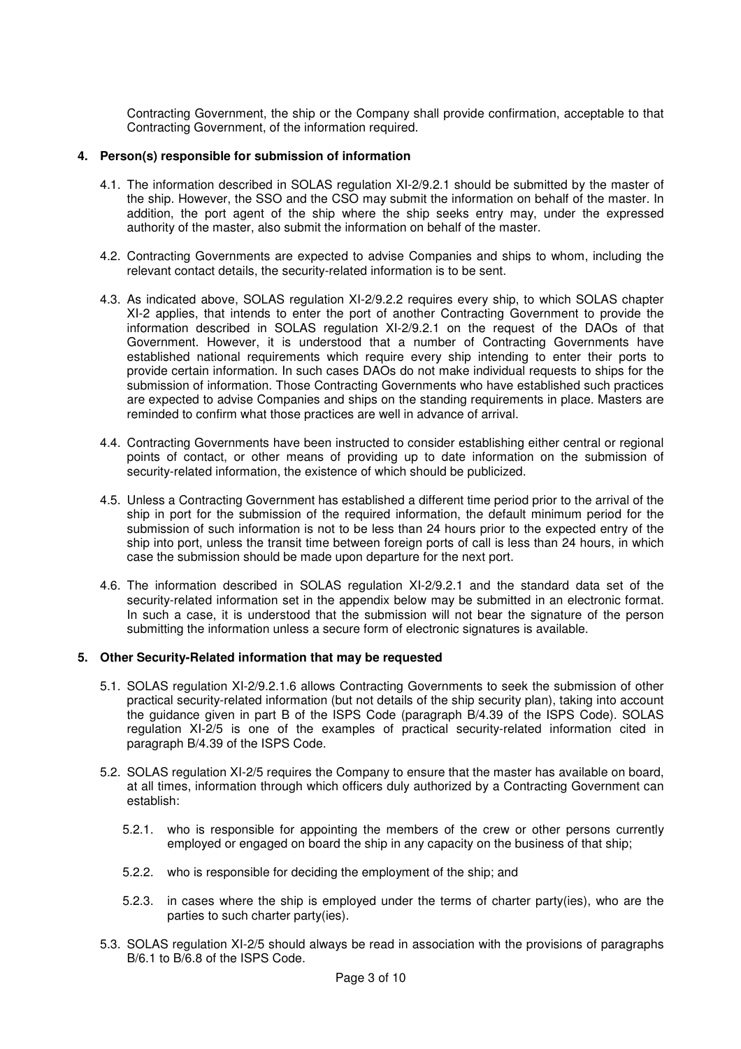Contracting Government, the ship or the Company shall provide confirmation, acceptable to that Contracting Government, of the information required.

## 4. Person(s) responsible for submission of information

4.1. The information described in SOLAS regulation XI-2/9.2.1 should be submitted by the master of the ship. However, the SSO and the CSO may submit the information on behalf of the master. In addition, the port agent of the ship where the ship seeks entry may, under the expressed authority of the master, also submit the information on behalf of the master.

4.2. Contracting Governments are expected to advise Companies and ships to whom, including the relevant contact details, the security-related information is to be sent.

4.3. As indicated above, SOLAS regulation XI-2/9.2.2 requires every ship, to which SOLAS chapter XI-2 applies, that intends to enter the port of another Contracting Government to provide the information described in SOLAS regulation XI-2/9.2.1 on the request of the DAOs of that Government. However, it is understood that a number of Contracting Governments have established national requirements which require every ship intending to enter their ports to provide certain information. In such cases DAOs do not make individual requests to ships for the submission of information. Those Contracting Governments who have established such practices are expected to advise Companies and ships on the standing requirements in place. Masters are reminded to confirm what those practices are well in advance of arrival.

4.4. Contracting Governments have been instructed to consider establishing either central or regional points of contact, or other means of providing up to date information on the submission of security-related information, the existence of which should be publicized.

4.5. Unless a Contracting Government has established a different time period prior to the arrival of the ship in port for the submission of the required information, the default minimum period for the submission of such information is not to be less than 24 hours prior to the expected entry of the ship into port, unless the transit time between foreign ports of call is less than 24 hours, in which case the submission should be made upon departure for the next port.

4.6. The information described in SOLAS regulation XI-2/9.2.1 and the standard data set of the security-related information set in the appendix below may be submitted in an electronic format. In such a case, it is understood that the submission will not bear the signature of the person submitting the information unless a secure form of electronic signatures is available.

## 5. Other Security-Related information that may be requested

5.1. SOLAS regulation XI-2/9.2.1.6 allows Contracting Governments to seek the submission of other practical security-related information (but not details of the ship security plan), taking into account the guidance given in part B of the ISPS Code (paragraph B/4.39 of the ISPS Code). SOLAS regulation XI-2/5 is one of the examples of practical security-related information cited in paragraph B/4.39 of the ISPS Code.

5.2. SOLAS regulation XI-2/5 requires the Company to ensure that the master has available on board, at all times, information through which officers duly authorized by a Contracting Government can establish:

5.2.1. who is responsible for appointing the members of the crew or other persons currently employed or engaged on board the ship in any capacity on the business of that ship;

5.2.2. who is responsible for deciding the employment of the ship; and

5.2.3. in cases where the ship is employed under the terms of charter party(ies), who are the parties to such charter party(ies).

5.3. SOLAS regulation XI-2/5 should always be read in association with the provisions of paragraphs B/6.1 to B/6.8 of the ISPS Code.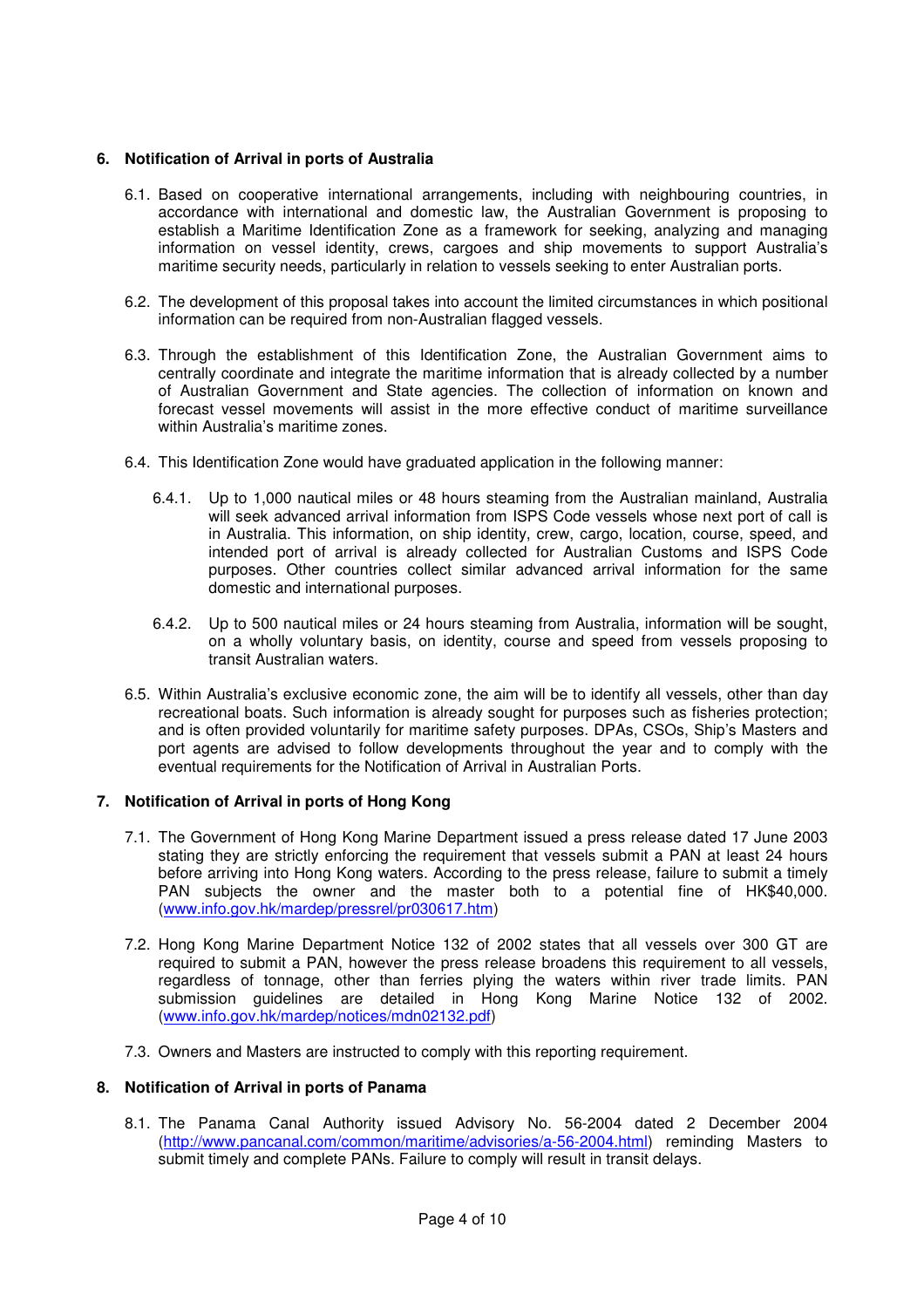## 6. Notification of Arrival in ports of Australia

6.1. Based on cooperative international arrangements, including with neighbouring countries, in accordance with international and domestic law, the Australian Government is proposing to establish a Maritime Identification Zone as a framework for seeking, analyzing and managing information on vessel identity, crews, cargoes and ship movements to support Australia's maritime security needs, particularly in relation to vessels seeking to enter Australian ports.

6.2. The development of this proposal takes into account the limited circumstances in which positional information can be required from non-Australian flagged vessels.

6.3. Through the establishment of this Identification Zone, the Australian Government aims to centrally coordinate and integrate the maritime information that is already collected by a number of Australian Government and State agencies. The collection of information on known and forecast vessel movements will assist in the more effective conduct of maritime surveillance within Australia's maritime zones.

6.4. This Identification Zone would have graduated application in the following manner:

6.4.1. Up to 1,000 nautical miles or 48 hours steaming from the Australian mainland, Australia will seek advanced arrival information from ISPS Code vessels whose next port of call is in Australia. This information, on ship identity, crew, cargo, location, course, speed, and intended port of arrival is already collected for Australian Customs and ISPS Code purposes. Other countries collect similar advanced arrival information for the same domestic and international purposes.

6.4.2. Up to 500 nautical miles or 24 hours steaming from Australia, information will be sought, on a wholly voluntary basis, on identity, course and speed from vessels proposing to transit Australian waters.

6.5. Within Australia's exclusive economic zone, the aim will be to identify all vessels, other than day recreational boats. Such information is already sought for purposes such as fisheries protection; and is often provided voluntarily for maritime safety purposes. DPAs, CSOs, Ship's Masters and port agents are advised to follow developments throughout the year and to comply with the eventual requirements for the Notification of Arrival in Australian Ports.

## 7. Notification of Arrival in ports of Hong Kong

7.1. The Government of Hong Kong Marine Department issued a press release dated 17 June 2003 stating they are strictly enforcing the requirement that vessels submit a PAN at least 24 hours before arriving into Hong Kong waters. According to the press release, failure to submit a timely PAN subjects the owner and the master both to a potential fine of HK$40,000. (www.info.gov.hk/mardep/pressrel/pr030617.htm)

7.2. Hong Kong Marine Department Notice 132 of 2002 states that all vessels over 300 GT are required to submit a PAN, however the press release broadens this requirement to all vessels, regardless of tonnage, other than ferries plying the waters within river trade limits. PAN submission guidelines are detailed in Hong Kong Marine Notice 132 of 2002. (www.info.gov.hk/mardep/notices/mdn02132.pdf)

7.3. Owners and Masters are instructed to comply with this reporting requirement.

## 8. Notification of Arrival in ports of Panama

8.1. The Panama Canal Authority issued Advisory No. 56-2004 dated 2 December 2004 (http://www.pancanal.com/common/maritime/advisories/a-56-2004.html) reminding Masters to submit timely and complete PANs. Failure to comply will result in transit delays.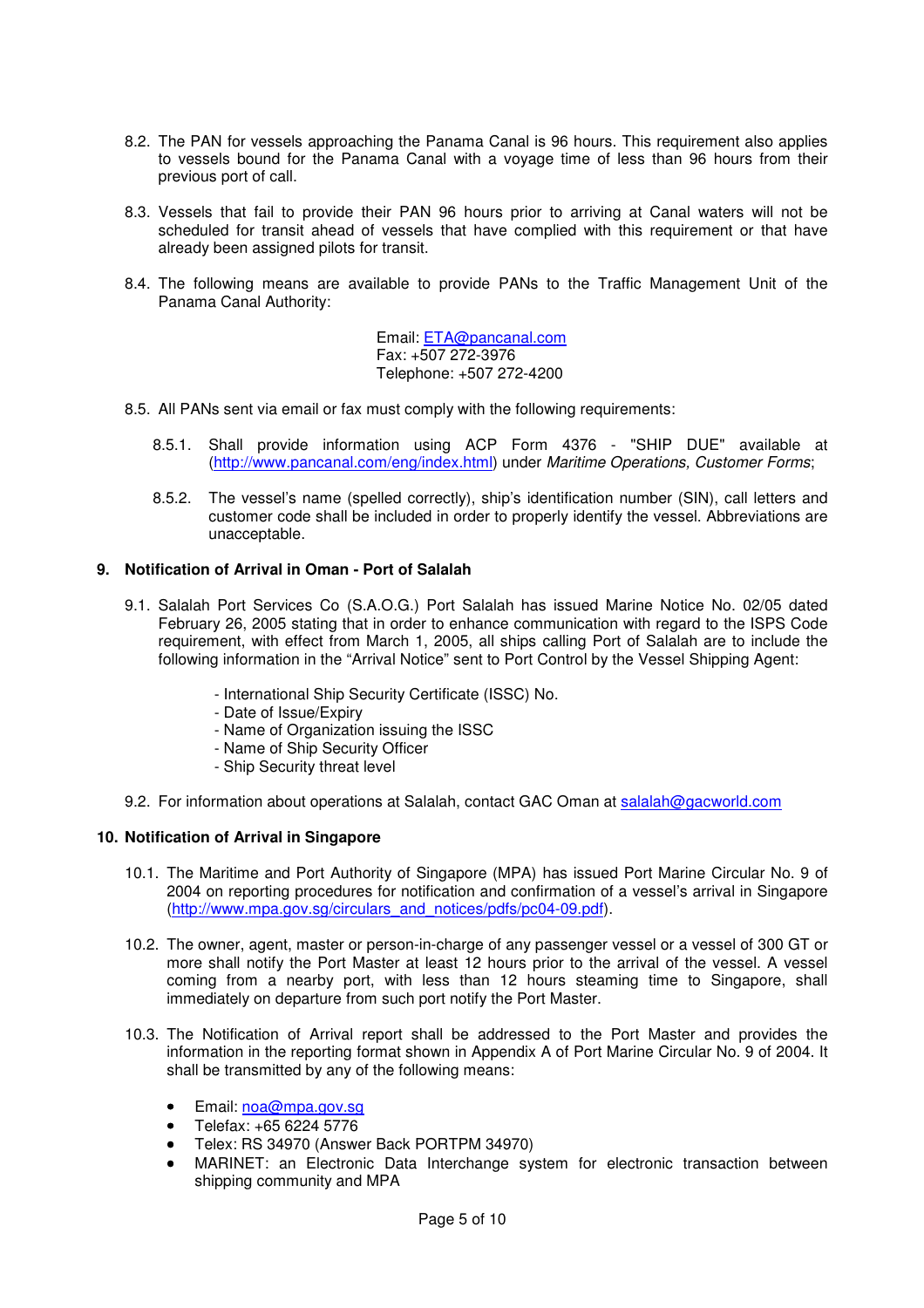8.2. The PAN for vessels approaching the Panama Canal is 96 hours. This requirement also applies to vessels bound for the Panama Canal with a voyage time of less than 96 hours from their previous port of call.

8.3. Vessels that fail to provide their PAN 96 hours prior to arriving at Canal waters will not be scheduled for transit ahead of vessels that have complied with this requirement or that have already been assigned pilots for transit.

8.4. The following means are available to provide PANs to the Traffic Management Unit of the Panama Canal Authority:

Email: ETA@pancanal.com
Fax: +507 272-3976
Telephone: +507 272-4200

8.5. All PANs sent via email or fax must comply with the following requirements:

8.5.1. Shall provide information using ACP Form 4376 - "SHIP DUE" available at (http://www.pancanal.com/eng/index.html) under *Maritime Operations, Customer Forms*;

8.5.2. The vessel's name (spelled correctly), ship's identification number (SIN), call letters and customer code shall be included in order to properly identify the vessel. Abbreviations are unacceptable.

## 9. Notification of Arrival in Oman - Port of Salalah

9.1. Salalah Port Services Co (S.A.O.G.) Port Salalah has issued Marine Notice No. 02/05 dated February 26, 2005 stating that in order to enhance communication with regard to the ISPS Code requirement, with effect from March 1, 2005, all ships calling Port of Salalah are to include the following information in the "Arrival Notice" sent to Port Control by the Vessel Shipping Agent:

- International Ship Security Certificate (ISSC) No.
- Date of Issue/Expiry
- Name of Organization issuing the ISSC
- Name of Ship Security Officer
- Ship Security threat level

9.2. For information about operations at Salalah, contact GAC Oman at salalah@gacworld.com

## 10. Notification of Arrival in Singapore

10.1. The Maritime and Port Authority of Singapore (MPA) has issued Port Marine Circular No. 9 of 2004 on reporting procedures for notification and confirmation of a vessel's arrival in Singapore (http://www.mpa.gov.sg/circulars_and_notices/pdfs/pc04-09.pdf).

10.2. The owner, agent, master or person-in-charge of any passenger vessel or a vessel of 300 GT or more shall notify the Port Master at least 12 hours prior to the arrival of the vessel. A vessel coming from a nearby port, with less than 12 hours steaming time to Singapore, shall immediately on departure from such port notify the Port Master.

10.3. The Notification of Arrival report shall be addressed to the Port Master and provides the information in the reporting format shown in Appendix A of Port Marine Circular No. 9 of 2004. It shall be transmitted by any of the following means:

- Email: noa@mpa.gov.sg
- Telefax: +65 6224 5776
- Telex: RS 34970 (Answer Back PORTPM 34970)
- MARINET: an Electronic Data Interchange system for electronic transaction between shipping community and MPA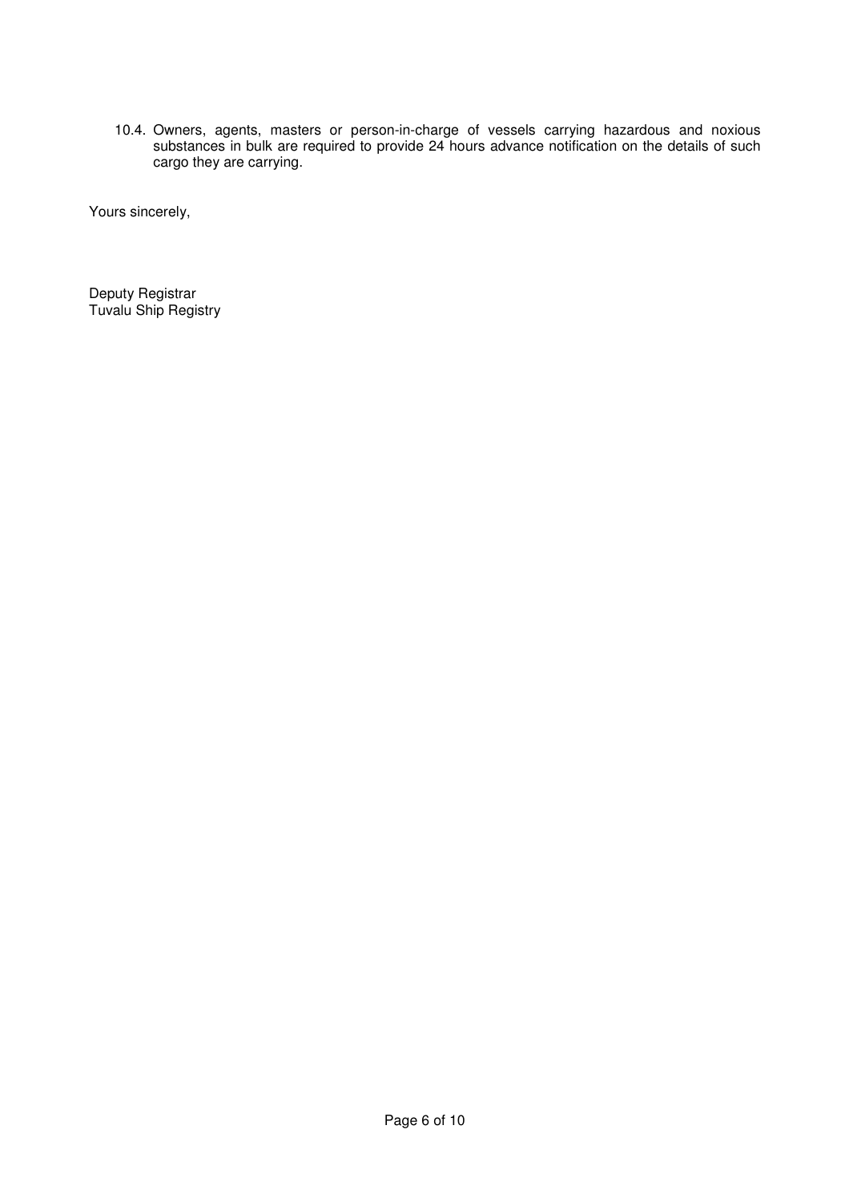10.4. Owners, agents, masters or person-in-charge of vessels carrying hazardous and noxious substances in bulk are required to provide 24 hours advance notification on the details of such cargo they are carrying.

Yours sincerely,

Deputy Registrar
Tuvalu Ship Registry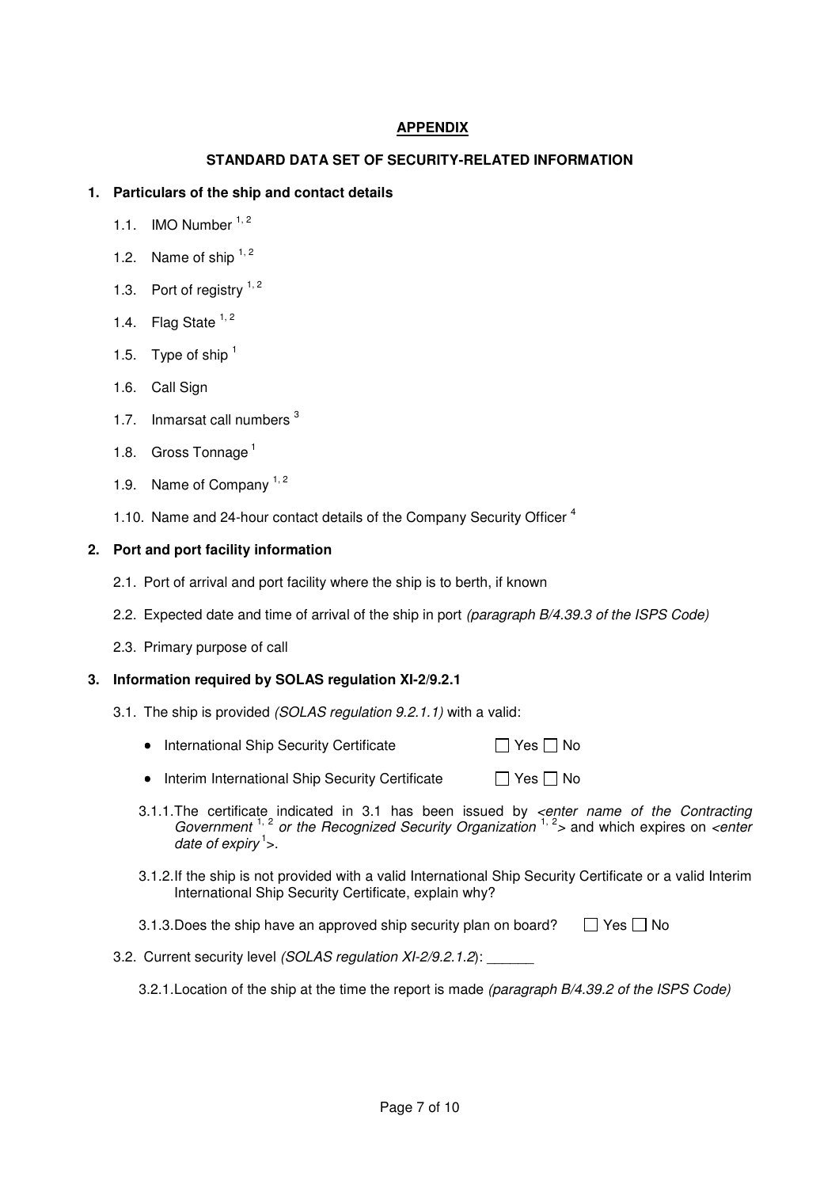## APPENDIX

### STANDARD DATA SET OF SECURITY-RELATED INFORMATION

**1. Particulars of the ship and contact details**

1.1. IMO Number [1, 2]

1.2. Name of ship [1, 2]

1.3. Port of registry [1, 2]

1.4. Flag State [1, 2]

1.5. Type of ship [1]

1.6. Call Sign

1.7. Inmarsat call numbers [3]

1.8. Gross Tonnage [1]

1.9. Name of Company [1, 2]

1.10. Name and 24-hour contact details of the Company Security Officer [4]

**2. Port and port facility information**

2.1. Port of arrival and port facility where the ship is to berth, if known

2.2. Expected date and time of arrival of the ship in port *(paragraph B/4.39.3 of the ISPS Code)*

2.3. Primary purpose of call

**3. Information required by SOLAS regulation XI-2/9.2.1**

3.1. The ship is provided *(SOLAS regulation 9.2.1.1)* with a valid:

- International Ship Security Certificate ☐ Yes ☐ No
- Interim International Ship Security Certificate ☐ Yes ☐ No

3.1.1. The certificate indicated in 3.1 has been issued by <*enter name of the Contracting Government* [1, 2] *or the Recognized Security Organization* [1, 2]> and which expires on <*enter date of expiry* [1]>.

3.1.2. If the ship is not provided with a valid International Ship Security Certificate or a valid Interim International Ship Security Certificate, explain why?

3.1.3. Does the ship have an approved ship security plan on board? ☐ Yes ☐ No

3.2. Current security level *(SOLAS regulation XI-2/9.2.1.2)*: ______

3.2.1. Location of the ship at the time the report is made *(paragraph B/4.39.2 of the ISPS Code)*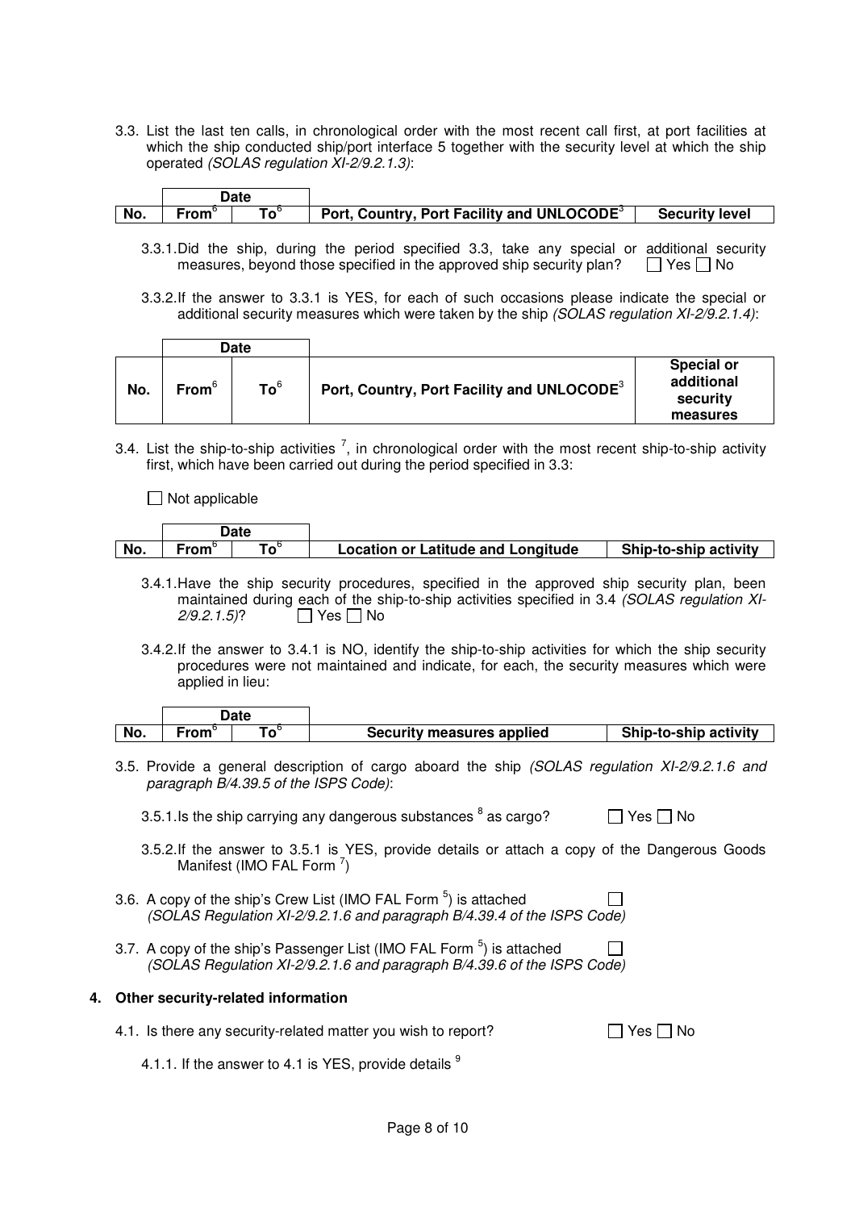3.3. List the last ten calls, in chronological order with the most recent call first, at port facilities at which the ship conducted ship/port interface 5 together with the security level at which the ship operated *(SOLAS regulation XI-2/9.2.1.3)*:

| | Date | | | |
|---|---|---|---|---|
| **No.** | **From**[6] | **To**[6] | **Port, Country, Port Facility and UNLOCODE**[3] | **Security level** |

3.3.1. Did the ship, during the period specified 3.3, take any special or additional security measures, beyond those specified in the approved ship security plan? ☐ Yes ☐ No

3.3.2. If the answer to 3.3.1 is YES, for each of such occasions please indicate the special or additional security measures which were taken by the ship *(SOLAS regulation XI-2/9.2.1.4)*:

| | Date | | | |
|---|---|---|---|---|
| **No.** | **From**[6] | **To**[6] | **Port, Country, Port Facility and UNLOCODE**[3] | **Special or additional security measures** |

3.4. List the ship-to-ship activities [7], in chronological order with the most recent ship-to-ship activity first, which have been carried out during the period specified in 3.3:

☐ Not applicable

| | Date | | | |
|---|---|---|---|---|
| **No.** | **From**[6] | **To**[6] | **Location or Latitude and Longitude** | **Ship-to-ship activity** |

3.4.1. Have the ship security procedures, specified in the approved ship security plan, been maintained during each of the ship-to-ship activities specified in 3.4 *(SOLAS regulation XI-2/9.2.1.5)*? ☐ Yes ☐ No

3.4.2. If the answer to 3.4.1 is NO, identify the ship-to-ship activities for which the ship security procedures were not maintained and indicate, for each, the security measures which were applied in lieu:

| | Date | | | |
|---|---|---|---|---|
| **No.** | **From**[6] | **To**[6] | **Security measures applied** | **Ship-to-ship activity** |

3.5. Provide a general description of cargo aboard the ship *(SOLAS regulation XI-2/9.2.1.6 and paragraph B/4.39.5 of the ISPS Code)*:

3.5.1. Is the ship carrying any dangerous substances [8] as cargo? ☐ Yes ☐ No

3.5.2. If the answer to 3.5.1 is YES, provide details or attach a copy of the Dangerous Goods Manifest (IMO FAL Form [7])

3.6. A copy of the ship's Crew List (IMO FAL Form [5]) is attached ☐
*(SOLAS Regulation XI-2/9.2.1.6 and paragraph B/4.39.4 of the ISPS Code)*

3.7. A copy of the ship's Passenger List (IMO FAL Form [5]) is attached ☐
*(SOLAS Regulation XI-2/9.2.1.6 and paragraph B/4.39.6 of the ISPS Code)*

## 4. Other security-related information

4.1. Is there any security-related matter you wish to report? ☐ Yes ☐ No

4.1.1. If the answer to 4.1 is YES, provide details [9]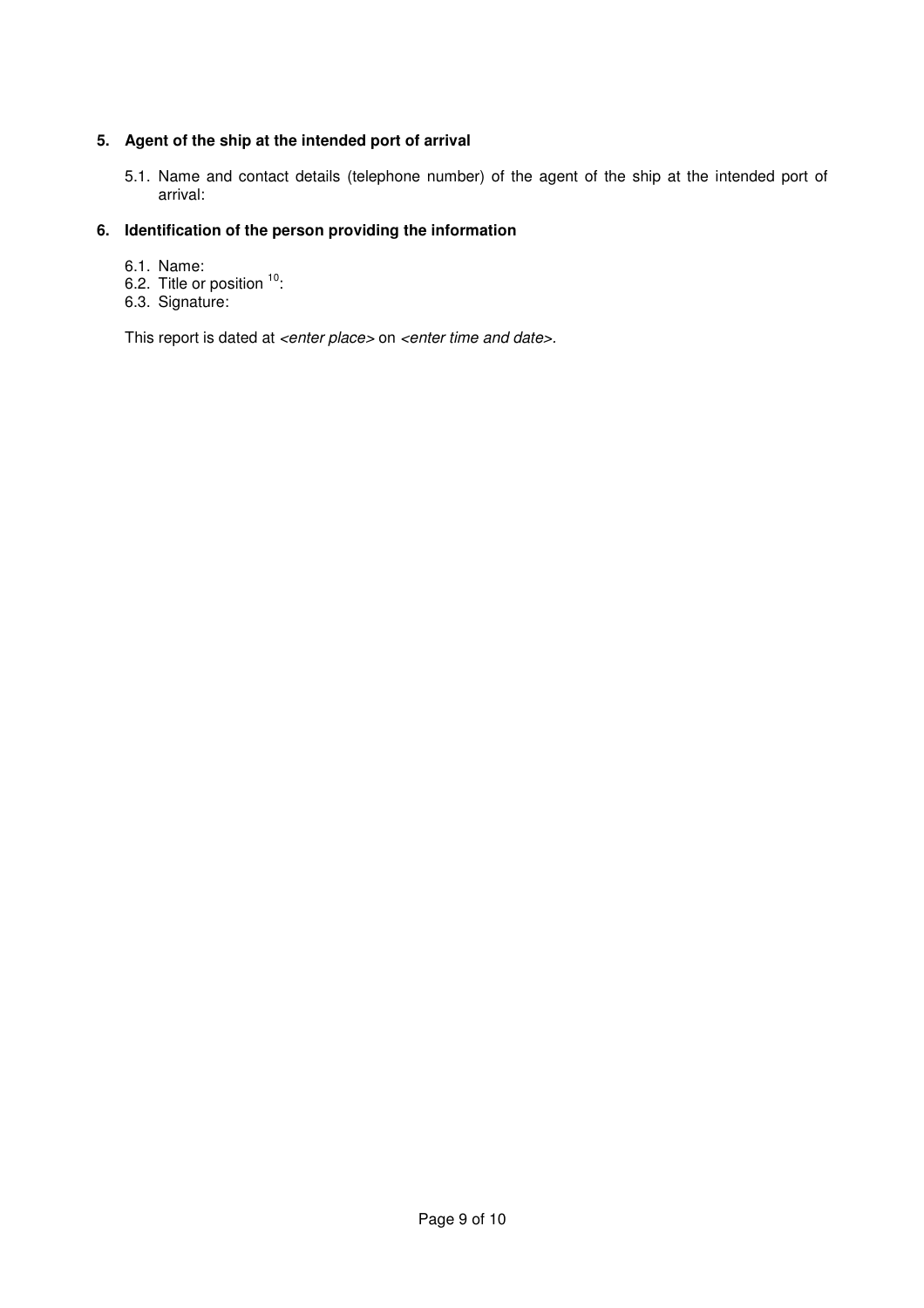## 5. Agent of the ship at the intended port of arrival

5.1. Name and contact details (telephone number) of the agent of the ship at the intended port of arrival:

## 6. Identification of the person providing the information

6.1. Name:
6.2. Title or position [10]:
6.3. Signature:

This report is dated at *<enter place>* on *<enter time and date>*.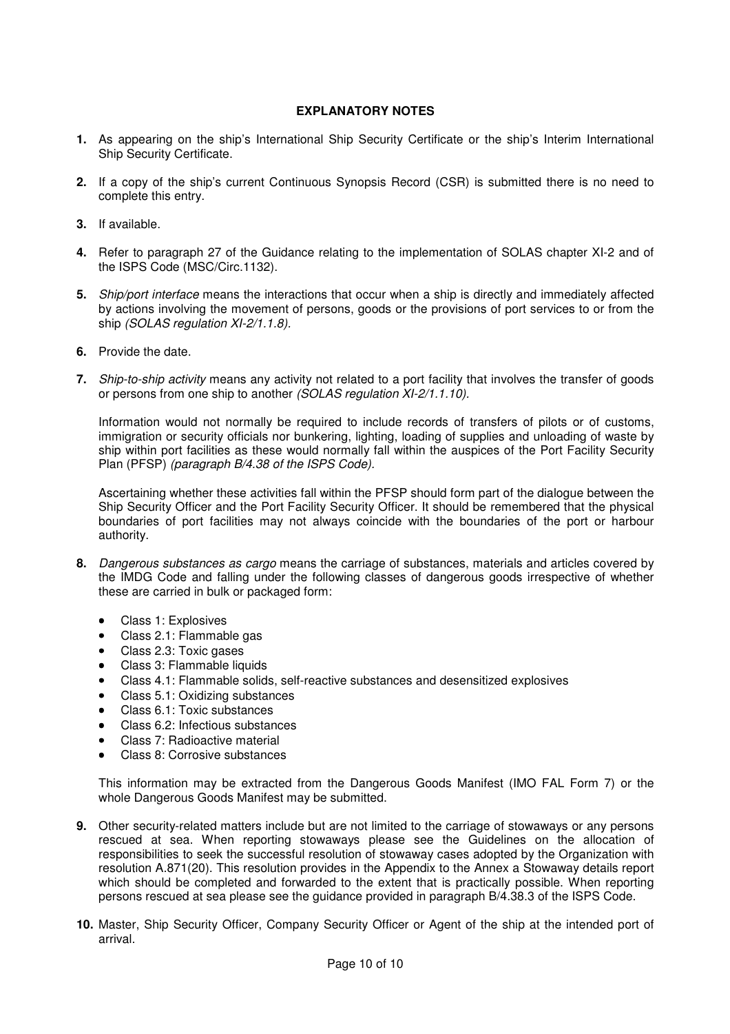**EXPLANATORY NOTES**

**1.** As appearing on the ship's International Ship Security Certificate or the ship's Interim International Ship Security Certificate.

**2.** If a copy of the ship's current Continuous Synopsis Record (CSR) is submitted there is no need to complete this entry.

**3.** If available.

**4.** Refer to paragraph 27 of the Guidance relating to the implementation of SOLAS chapter XI-2 and of the ISPS Code (MSC/Circ.1132).

**5.** *Ship/port interface* means the interactions that occur when a ship is directly and immediately affected by actions involving the movement of persons, goods or the provisions of port services to or from the ship *(SOLAS regulation XI-2/1.1.8)*.

**6.** Provide the date.

**7.** *Ship-to-ship activity* means any activity not related to a port facility that involves the transfer of goods or persons from one ship to another *(SOLAS regulation XI-2/1.1.10)*.

Information would not normally be required to include records of transfers of pilots or of customs, immigration or security officials nor bunkering, lighting, loading of supplies and unloading of waste by ship within port facilities as these would normally fall within the auspices of the Port Facility Security Plan (PFSP) *(paragraph B/4.38 of the ISPS Code)*.

Ascertaining whether these activities fall within the PFSP should form part of the dialogue between the Ship Security Officer and the Port Facility Security Officer. It should be remembered that the physical boundaries of port facilities may not always coincide with the boundaries of the port or harbour authority.

**8.** *Dangerous substances as cargo* means the carriage of substances, materials and articles covered by the IMDG Code and falling under the following classes of dangerous goods irrespective of whether these are carried in bulk or packaged form:

- Class 1: Explosives
- Class 2.1: Flammable gas
- Class 2.3: Toxic gases
- Class 3: Flammable liquids
- Class 4.1: Flammable solids, self-reactive substances and desensitized explosives
- Class 5.1: Oxidizing substances
- Class 6.1: Toxic substances
- Class 6.2: Infectious substances
- Class 7: Radioactive material
- Class 8: Corrosive substances

This information may be extracted from the Dangerous Goods Manifest (IMO FAL Form 7) or the whole Dangerous Goods Manifest may be submitted.

**9.** Other security-related matters include but are not limited to the carriage of stowaways or any persons rescued at sea. When reporting stowaways please see the Guidelines on the allocation of responsibilities to seek the successful resolution of stowaway cases adopted by the Organization with resolution A.871(20). This resolution provides in the Appendix to the Annex a Stowaway details report which should be completed and forwarded to the extent that is practically possible. When reporting persons rescued at sea please see the guidance provided in paragraph B/4.38.3 of the ISPS Code.

**10.** Master, Ship Security Officer, Company Security Officer or Agent of the ship at the intended port of arrival.